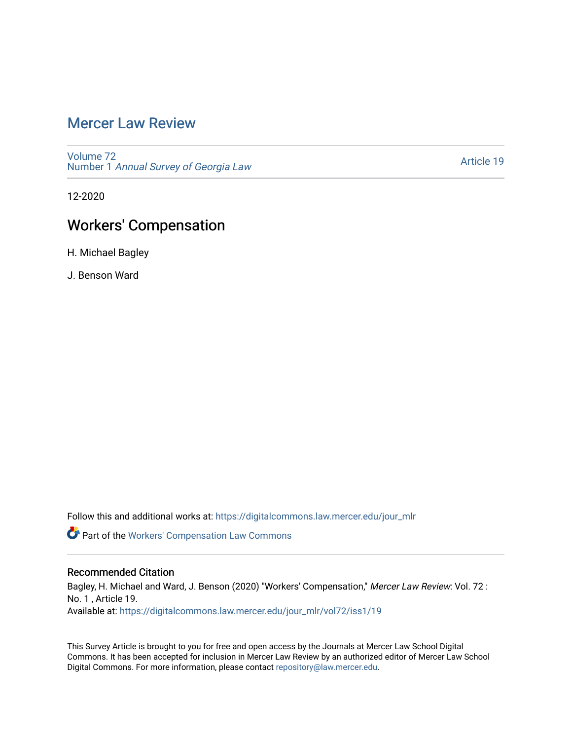# Mercer Law Review

Volume 72
Number 1 *Annual Survey of Georgia Law*

Article 19

12-2020

## Workers' Compensation

H. Michael Bagley

J. Benson Ward

Follow this and additional works at: https://digitalcommons.law.mercer.edu/jour_mlr

Part of the Workers' Compensation Law Commons

### Recommended Citation

Bagley, H. Michael and Ward, J. Benson (2020) "Workers' Compensation," *Mercer Law Review*: Vol. 72 : No. 1 , Article 19.
Available at: https://digitalcommons.law.mercer.edu/jour_mlr/vol72/iss1/19

This Survey Article is brought to you for free and open access by the Journals at Mercer Law School Digital Commons. It has been accepted for inclusion in Mercer Law Review by an authorized editor of Mercer Law School Digital Commons. For more information, please contact repository@law.mercer.edu.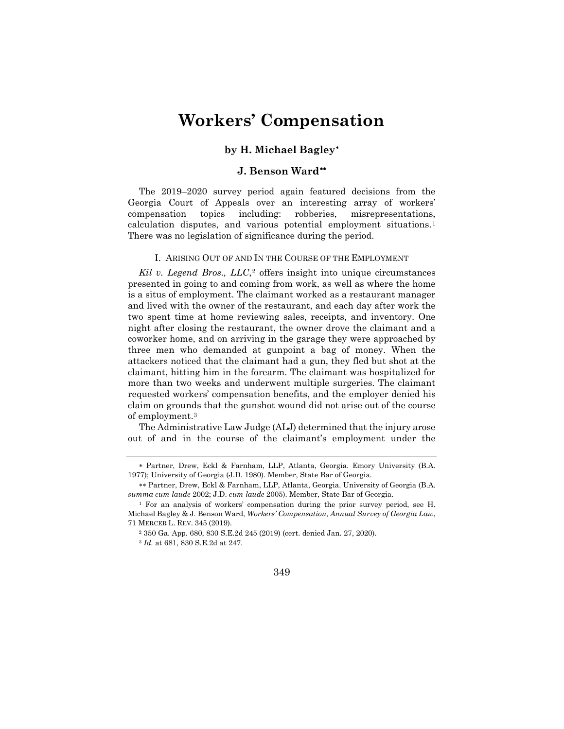# Workers' Compensation

### by H. Michael Bagley*

### J. Benson Ward**

The 2019–2020 survey period again featured decisions from the Georgia Court of Appeals over an interesting array of workers' compensation topics including: robberies, misrepresentations, calculation disputes, and various potential employment situations.[1] There was no legislation of significance during the period.

## I. Arising Out of and In the Course of the Employment

*Kil v. Legend Bros., LLC*,[2] offers insight into unique circumstances presented in going to and coming from work, as well as where the home is a situs of employment. The claimant worked as a restaurant manager and lived with the owner of the restaurant, and each day after work the two spent time at home reviewing sales, receipts, and inventory. One night after closing the restaurant, the owner drove the claimant and a coworker home, and on arriving in the garage they were approached by three men who demanded at gunpoint a bag of money. When the attackers noticed that the claimant had a gun, they fled but shot at the claimant, hitting him in the forearm. The claimant was hospitalized for more than two weeks and underwent multiple surgeries. The claimant requested workers' compensation benefits, and the employer denied his claim on grounds that the gunshot wound did not arise out of the course of employment.[3]

The Administrative Law Judge (ALJ) determined that the injury arose out of and in the course of the claimant's employment under the

---

\* Partner, Drew, Eckl & Farnham, LLP, Atlanta, Georgia. Emory University (B.A. 1977); University of Georgia (J.D. 1980). Member, State Bar of Georgia.

\*\* Partner, Drew, Eckl & Farnham, LLP, Atlanta, Georgia. University of Georgia (B.A. *summa cum laude* 2002; J.D. *cum laude* 2005). Member, State Bar of Georgia.

[1] For an analysis of workers' compensation during the prior survey period, see H. Michael Bagley & J. Benson Ward, *Workers' Compensation*, *Annual Survey of Georgia Law*, 71 MERCER L. REV. 345 (2019).

[2] 350 Ga. App. 680, 830 S.E.2d 245 (2019) (cert. denied Jan. 27, 2020).

[3] *Id.* at 681, 830 S.E.2d at 247.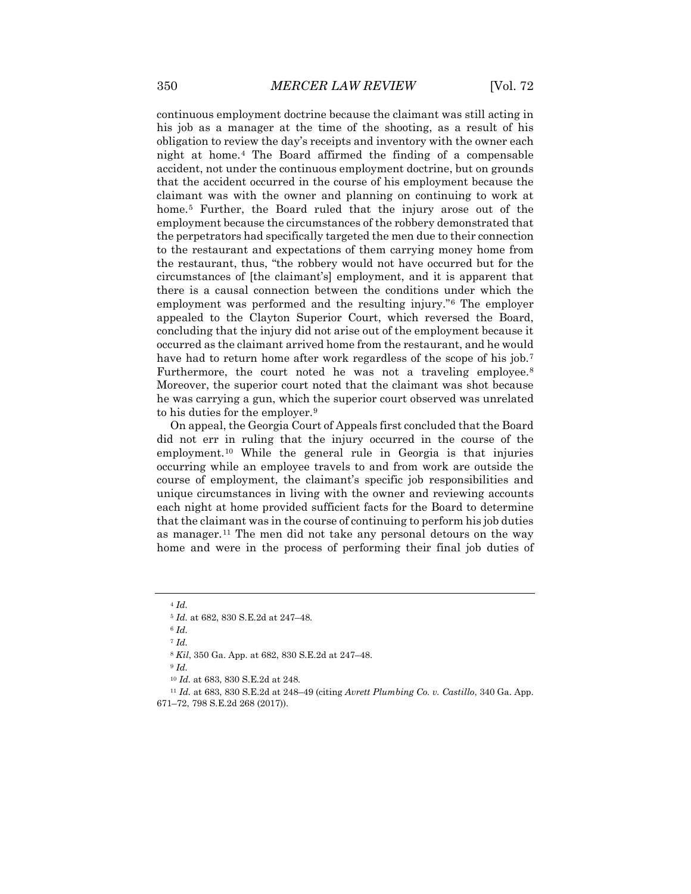continuous employment doctrine because the claimant was still acting in his job as a manager at the time of the shooting, as a result of his obligation to review the day's receipts and inventory with the owner each night at home.[4] The Board affirmed the finding of a compensable accident, not under the continuous employment doctrine, but on grounds that the accident occurred in the course of his employment because the claimant was with the owner and planning on continuing to work at home.[5] Further, the Board ruled that the injury arose out of the employment because the circumstances of the robbery demonstrated that the perpetrators had specifically targeted the men due to their connection to the restaurant and expectations of them carrying money home from the restaurant, thus, "the robbery would not have occurred but for the circumstances of [the claimant's] employment, and it is apparent that there is a causal connection between the conditions under which the employment was performed and the resulting injury."[6] The employer appealed to the Clayton Superior Court, which reversed the Board, concluding that the injury did not arise out of the employment because it occurred as the claimant arrived home from the restaurant, and he would have had to return home after work regardless of the scope of his job.[7] Furthermore, the court noted he was not a traveling employee.[8] Moreover, the superior court noted that the claimant was shot because he was carrying a gun, which the superior court observed was unrelated to his duties for the employer.[9]

On appeal, the Georgia Court of Appeals first concluded that the Board did not err in ruling that the injury occurred in the course of the employment.[10] While the general rule in Georgia is that injuries occurring while an employee travels to and from work are outside the course of employment, the claimant's specific job responsibilities and unique circumstances in living with the owner and reviewing accounts each night at home provided sufficient facts for the Board to determine that the claimant was in the course of continuing to perform his job duties as manager.[11] The men did not take any personal detours on the way home and were in the process of performing their final job duties of

---

[4] *Id.*

[5] *Id.* at 682, 830 S.E.2d at 247–48.

[6] *Id.*

[7] *Id.*

[8] *Kil*, 350 Ga. App. at 682, 830 S.E.2d at 247–48.

[9] *Id.*

[10] *Id.* at 683, 830 S.E.2d at 248.

[11] *Id.* at 683, 830 S.E.2d at 248–49 (citing *Avrett Plumbing Co. v. Castillo*, 340 Ga. App. 671–72, 798 S.E.2d 268 (2017)).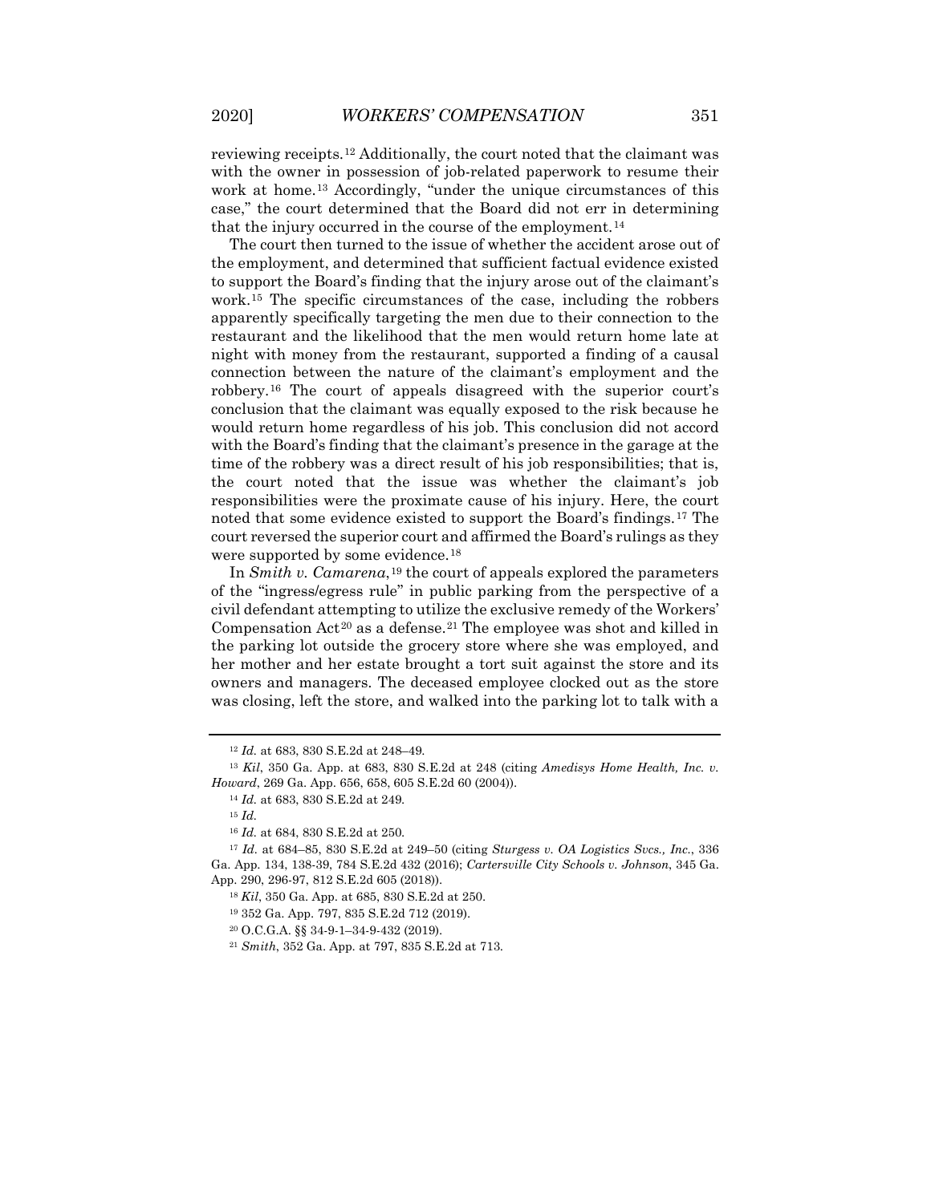reviewing receipts.[12] Additionally, the court noted that the claimant was with the owner in possession of job-related paperwork to resume their work at home.[13] Accordingly, "under the unique circumstances of this case," the court determined that the Board did not err in determining that the injury occurred in the course of the employment.[14]

The court then turned to the issue of whether the accident arose out of the employment, and determined that sufficient factual evidence existed to support the Board's finding that the injury arose out of the claimant's work.[15] The specific circumstances of the case, including the robbers apparently specifically targeting the men due to their connection to the restaurant and the likelihood that the men would return home late at night with money from the restaurant, supported a finding of a causal connection between the nature of the claimant's employment and the robbery.[16] The court of appeals disagreed with the superior court's conclusion that the claimant was equally exposed to the risk because he would return home regardless of his job. This conclusion did not accord with the Board's finding that the claimant's presence in the garage at the time of the robbery was a direct result of his job responsibilities; that is, the court noted that the issue was whether the claimant's job responsibilities were the proximate cause of his injury. Here, the court noted that some evidence existed to support the Board's findings.[17] The court reversed the superior court and affirmed the Board's rulings as they were supported by some evidence.[18]

In *Smith v. Camarena*,[19] the court of appeals explored the parameters of the "ingress/egress rule" in public parking from the perspective of a civil defendant attempting to utilize the exclusive remedy of the Workers' Compensation Act[20] as a defense.[21] The employee was shot and killed in the parking lot outside the grocery store where she was employed, and her mother and her estate brought a tort suit against the store and its owners and managers. The deceased employee clocked out as the store was closing, left the store, and walked into the parking lot to talk with a

---

[12] *Id.* at 683, 830 S.E.2d at 248–49.

[13] *Kil*, 350 Ga. App. at 683, 830 S.E.2d at 248 (citing *Amedisys Home Health, Inc. v. Howard*, 269 Ga. App. 656, 658, 605 S.E.2d 60 (2004)).

[14] *Id.* at 683, 830 S.E.2d at 249.

[15] *Id.*

[16] *Id.* at 684, 830 S.E.2d at 250.

[17] *Id.* at 684–85, 830 S.E.2d at 249–50 (citing *Sturgess v. OA Logistics Svcs., Inc.*, 336 Ga. App. 134, 138-39, 784 S.E.2d 432 (2016); *Cartersville City Schools v. Johnson*, 345 Ga. App. 290, 296-97, 812 S.E.2d 605 (2018)).

[18] *Kil*, 350 Ga. App. at 685, 830 S.E.2d at 250.

[19] 352 Ga. App. 797, 835 S.E.2d 712 (2019).

[20] O.C.G.A. §§ 34-9-1–34-9-432 (2019).

[21] *Smith*, 352 Ga. App. at 797, 835 S.E.2d at 713.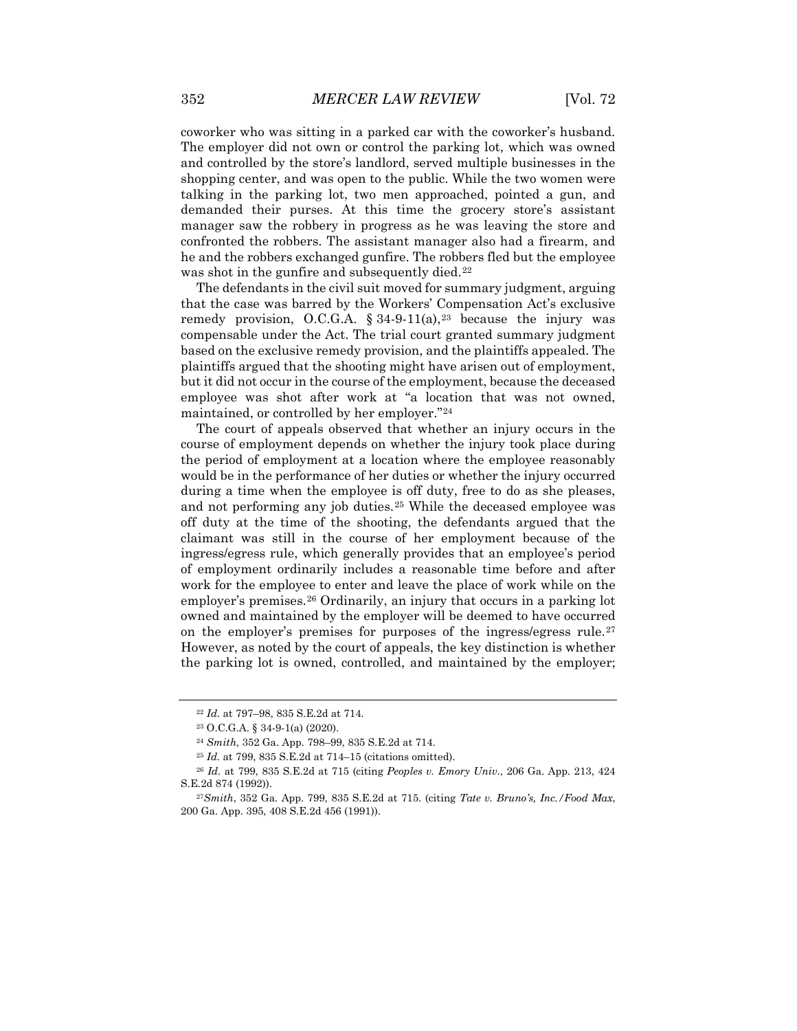coworker who was sitting in a parked car with the coworker's husband. The employer did not own or control the parking lot, which was owned and controlled by the store's landlord, served multiple businesses in the shopping center, and was open to the public. While the two women were talking in the parking lot, two men approached, pointed a gun, and demanded their purses. At this time the grocery store's assistant manager saw the robbery in progress as he was leaving the store and confronted the robbers. The assistant manager also had a firearm, and he and the robbers exchanged gunfire. The robbers fled but the employee was shot in the gunfire and subsequently died.[22]

The defendants in the civil suit moved for summary judgment, arguing that the case was barred by the Workers' Compensation Act's exclusive remedy provision, O.C.G.A. § 34-9-11(a),[23] because the injury was compensable under the Act. The trial court granted summary judgment based on the exclusive remedy provision, and the plaintiffs appealed. The plaintiffs argued that the shooting might have arisen out of employment, but it did not occur in the course of the employment, because the deceased employee was shot after work at "a location that was not owned, maintained, or controlled by her employer."[24]

The court of appeals observed that whether an injury occurs in the course of employment depends on whether the injury took place during the period of employment at a location where the employee reasonably would be in the performance of her duties or whether the injury occurred during a time when the employee is off duty, free to do as she pleases, and not performing any job duties.[25] While the deceased employee was off duty at the time of the shooting, the defendants argued that the claimant was still in the course of her employment because of the ingress/egress rule, which generally provides that an employee's period of employment ordinarily includes a reasonable time before and after work for the employee to enter and leave the place of work while on the employer's premises.[26] Ordinarily, an injury that occurs in a parking lot owned and maintained by the employer will be deemed to have occurred on the employer's premises for purposes of the ingress/egress rule.[27] However, as noted by the court of appeals, the key distinction is whether the parking lot is owned, controlled, and maintained by the employer;

---

[22] *Id.* at 797–98, 835 S.E.2d at 714.

[23] O.C.G.A. § 34-9-1(a) (2020).

[24] *Smith*, 352 Ga. App. 798–99, 835 S.E.2d at 714.

[25] *Id.* at 799, 835 S.E.2d at 714–15 (citations omitted).

[26] *Id.* at 799, 835 S.E.2d at 715 (citing *Peoples v. Emory Univ.*, 206 Ga. App. 213, 424 S.E.2d 874 (1992)).

[27] *Smith*, 352 Ga. App. 799, 835 S.E.2d at 715. (citing *Tate v. Bruno's, Inc./Food Max*, 200 Ga. App. 395, 408 S.E.2d 456 (1991)).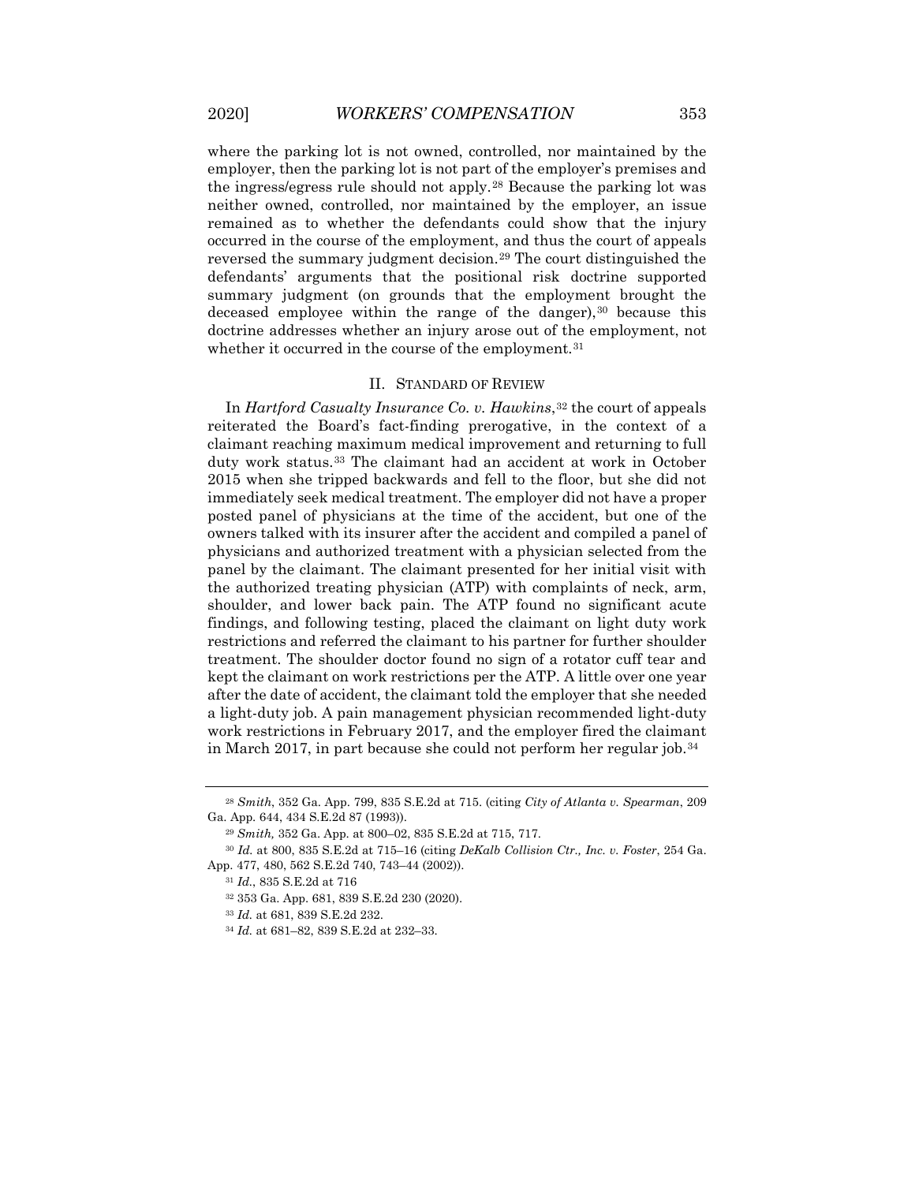where the parking lot is not owned, controlled, nor maintained by the employer, then the parking lot is not part of the employer's premises and the ingress/egress rule should not apply.[28] Because the parking lot was neither owned, controlled, nor maintained by the employer, an issue remained as to whether the defendants could show that the injury occurred in the course of the employment, and thus the court of appeals reversed the summary judgment decision.[29] The court distinguished the defendants' arguments that the positional risk doctrine supported summary judgment (on grounds that the employment brought the deceased employee within the range of the danger),[30] because this doctrine addresses whether an injury arose out of the employment, not whether it occurred in the course of the employment.[31]

## II. Standard of Review

In *Hartford Casualty Insurance Co. v. Hawkins*,[32] the court of appeals reiterated the Board's fact-finding prerogative, in the context of a claimant reaching maximum medical improvement and returning to full duty work status.[33] The claimant had an accident at work in October 2015 when she tripped backwards and fell to the floor, but she did not immediately seek medical treatment. The employer did not have a proper posted panel of physicians at the time of the accident, but one of the owners talked with its insurer after the accident and compiled a panel of physicians and authorized treatment with a physician selected from the panel by the claimant. The claimant presented for her initial visit with the authorized treating physician (ATP) with complaints of neck, arm, shoulder, and lower back pain. The ATP found no significant acute findings, and following testing, placed the claimant on light duty work restrictions and referred the claimant to his partner for further shoulder treatment. The shoulder doctor found no sign of a rotator cuff tear and kept the claimant on work restrictions per the ATP. A little over one year after the date of accident, the claimant told the employer that she needed a light-duty job. A pain management physician recommended light-duty work restrictions in February 2017, and the employer fired the claimant in March 2017, in part because she could not perform her regular job.[34]

---

[28] *Smith*, 352 Ga. App. 799, 835 S.E.2d at 715. (citing *City of Atlanta v. Spearman*, 209 Ga. App. 644, 434 S.E.2d 87 (1993)).

[29] *Smith,* 352 Ga. App. at 800–02, 835 S.E.2d at 715, 717.

[30] *Id.* at 800, 835 S.E.2d at 715–16 (citing *DeKalb Collision Ctr., Inc. v. Foster*, 254 Ga. App. 477, 480, 562 S.E.2d 740, 743–44 (2002)).

[31] *Id.*, 835 S.E.2d at 716

[32] 353 Ga. App. 681, 839 S.E.2d 230 (2020).

[33] *Id.* at 681, 839 S.E.2d 232.

[34] *Id.* at 681–82, 839 S.E.2d at 232–33.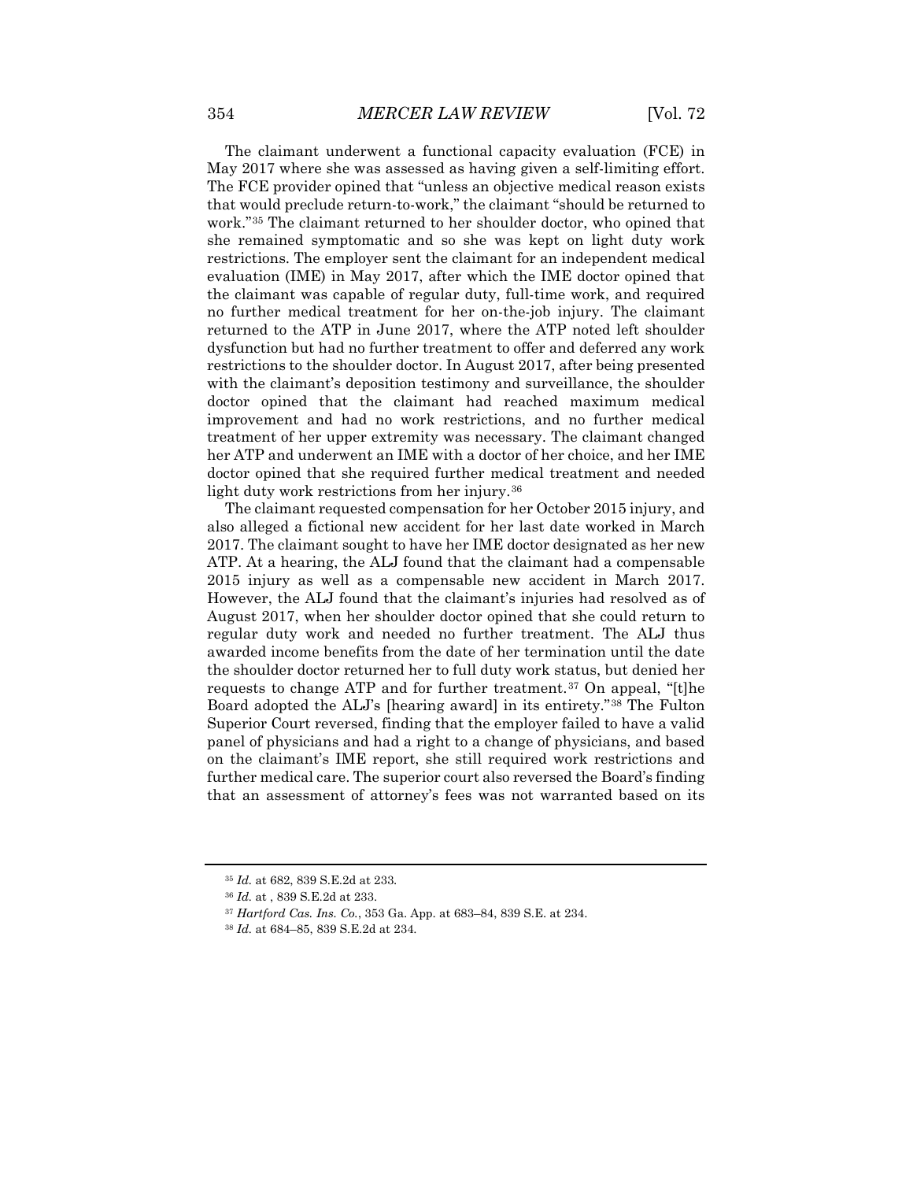The claimant underwent a functional capacity evaluation (FCE) in May 2017 where she was assessed as having given a self-limiting effort. The FCE provider opined that "unless an objective medical reason exists that would preclude return-to-work," the claimant "should be returned to work."[35] The claimant returned to her shoulder doctor, who opined that she remained symptomatic and so she was kept on light duty work restrictions. The employer sent the claimant for an independent medical evaluation (IME) in May 2017, after which the IME doctor opined that the claimant was capable of regular duty, full-time work, and required no further medical treatment for her on-the-job injury. The claimant returned to the ATP in June 2017, where the ATP noted left shoulder dysfunction but had no further treatment to offer and deferred any work restrictions to the shoulder doctor. In August 2017, after being presented with the claimant's deposition testimony and surveillance, the shoulder doctor opined that the claimant had reached maximum medical improvement and had no work restrictions, and no further medical treatment of her upper extremity was necessary. The claimant changed her ATP and underwent an IME with a doctor of her choice, and her IME doctor opined that she required further medical treatment and needed light duty work restrictions from her injury.[36]

The claimant requested compensation for her October 2015 injury, and also alleged a fictional new accident for her last date worked in March 2017. The claimant sought to have her IME doctor designated as her new ATP. At a hearing, the ALJ found that the claimant had a compensable 2015 injury as well as a compensable new accident in March 2017. However, the ALJ found that the claimant's injuries had resolved as of August 2017, when her shoulder doctor opined that she could return to regular duty work and needed no further treatment. The ALJ thus awarded income benefits from the date of her termination until the date the shoulder doctor returned her to full duty work status, but denied her requests to change ATP and for further treatment.[37] On appeal, "[t]he Board adopted the ALJ's [hearing award] in its entirety."[38] The Fulton Superior Court reversed, finding that the employer failed to have a valid panel of physicians and had a right to a change of physicians, and based on the claimant's IME report, she still required work restrictions and further medical care. The superior court also reversed the Board's finding that an assessment of attorney's fees was not warranted based on its

---

[35] *Id.* at 682, 839 S.E.2d at 233.

[36] *Id.* at , 839 S.E.2d at 233.

[37] *Hartford Cas. Ins. Co.*, 353 Ga. App. at 683–84, 839 S.E. at 234.

[38] *Id.* at 684–85, 839 S.E.2d at 234.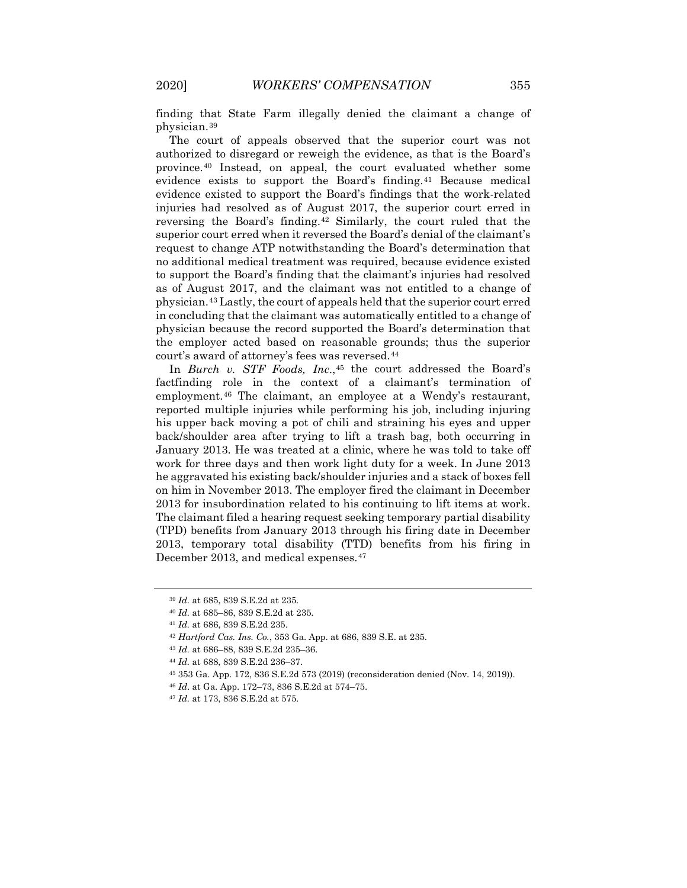finding that State Farm illegally denied the claimant a change of physician.[39]

The court of appeals observed that the superior court was not authorized to disregard or reweigh the evidence, as that is the Board's province.[40] Instead, on appeal, the court evaluated whether some evidence exists to support the Board's finding.[41] Because medical evidence existed to support the Board's findings that the work-related injuries had resolved as of August 2017, the superior court erred in reversing the Board's finding.[42] Similarly, the court ruled that the superior court erred when it reversed the Board's denial of the claimant's request to change ATP notwithstanding the Board's determination that no additional medical treatment was required, because evidence existed to support the Board's finding that the claimant's injuries had resolved as of August 2017, and the claimant was not entitled to a change of physician.[43] Lastly, the court of appeals held that the superior court erred in concluding that the claimant was automatically entitled to a change of physician because the record supported the Board's determination that the employer acted based on reasonable grounds; thus the superior court's award of attorney's fees was reversed.[44]

In *Burch v. STF Foods, Inc.*,[45] the court addressed the Board's factfinding role in the context of a claimant's termination of employment.[46] The claimant, an employee at a Wendy's restaurant, reported multiple injuries while performing his job, including injuring his upper back moving a pot of chili and straining his eyes and upper back/shoulder area after trying to lift a trash bag, both occurring in January 2013. He was treated at a clinic, where he was told to take off work for three days and then work light duty for a week. In June 2013 he aggravated his existing back/shoulder injuries and a stack of boxes fell on him in November 2013. The employer fired the claimant in December 2013 for insubordination related to his continuing to lift items at work. The claimant filed a hearing request seeking temporary partial disability (TPD) benefits from January 2013 through his firing date in December 2013, temporary total disability (TTD) benefits from his firing in December 2013, and medical expenses.[47]

---

[39] *Id.* at 685, 839 S.E.2d at 235.

[40] *Id.* at 685–86, 839 S.E.2d at 235.

[41] *Id.* at 686, 839 S.E.2d 235.

[42] *Hartford Cas. Ins. Co.*, 353 Ga. App. at 686, 839 S.E. at 235.

[43] *Id.* at 686–88, 839 S.E.2d 235–36.

[44] *Id.* at 688, 839 S.E.2d 236–37.

[45] 353 Ga. App. 172, 836 S.E.2d 573 (2019) (reconsideration denied (Nov. 14, 2019)).

[46] *Id*. at Ga. App. 172–73, 836 S.E.2d at 574–75.

[47] *Id.* at 173, 836 S.E.2d at 575.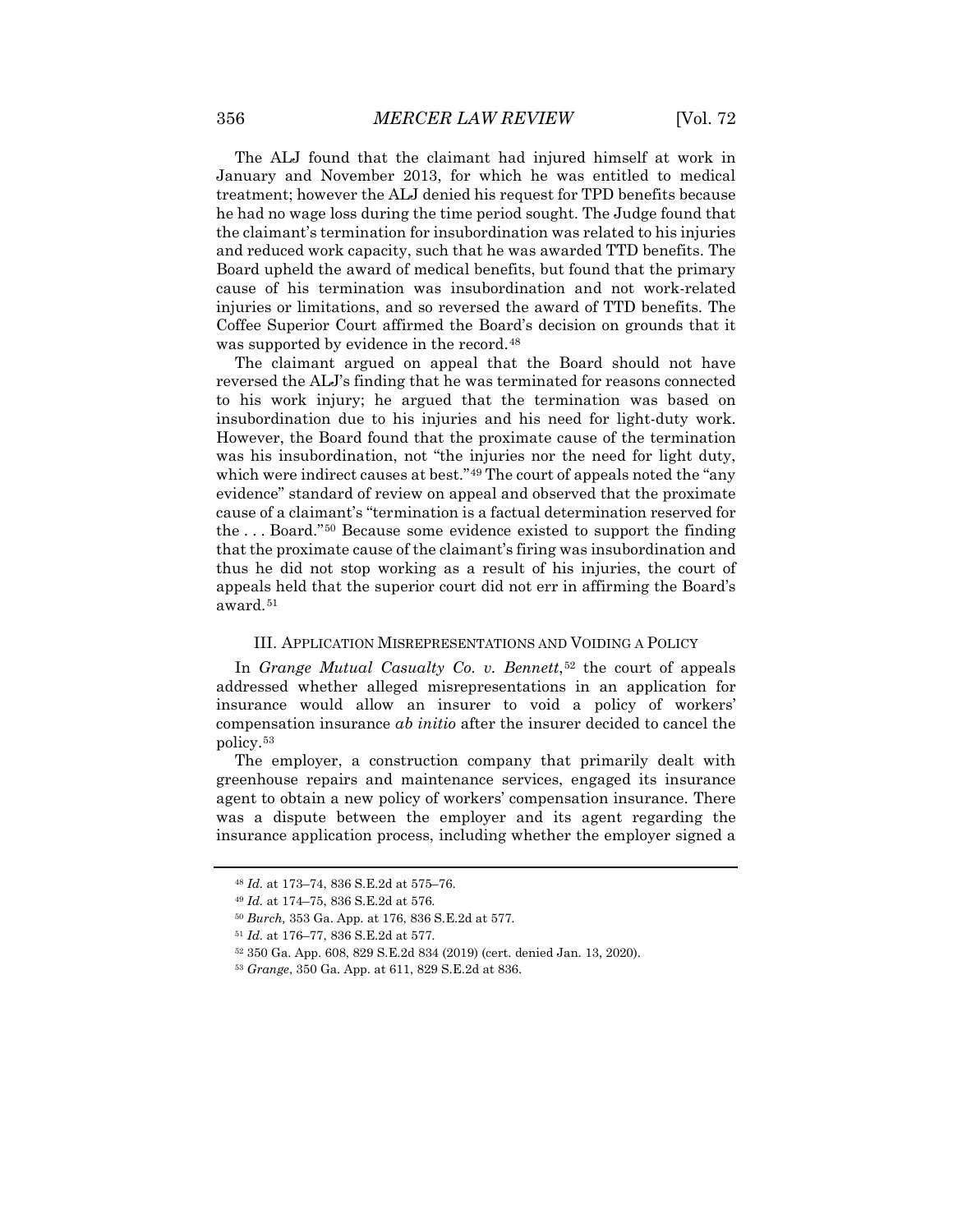The ALJ found that the claimant had injured himself at work in January and November 2013, for which he was entitled to medical treatment; however the ALJ denied his request for TPD benefits because he had no wage loss during the time period sought. The Judge found that the claimant's termination for insubordination was related to his injuries and reduced work capacity, such that he was awarded TTD benefits. The Board upheld the award of medical benefits, but found that the primary cause of his termination was insubordination and not work-related injuries or limitations, and so reversed the award of TTD benefits. The Coffee Superior Court affirmed the Board's decision on grounds that it was supported by evidence in the record.[48]

The claimant argued on appeal that the Board should not have reversed the ALJ's finding that he was terminated for reasons connected to his work injury; he argued that the termination was based on insubordination due to his injuries and his need for light-duty work. However, the Board found that the proximate cause of the termination was his insubordination, not "the injuries nor the need for light duty, which were indirect causes at best."[49] The court of appeals noted the "any evidence" standard of review on appeal and observed that the proximate cause of a claimant's "termination is a factual determination reserved for the . . . Board."[50] Because some evidence existed to support the finding that the proximate cause of the claimant's firing was insubordination and thus he did not stop working as a result of his injuries, the court of appeals held that the superior court did not err in affirming the Board's award.[51]

## III. Application Misrepresentations and Voiding a Policy

In *Grange Mutual Casualty Co. v. Bennett*,[52] the court of appeals addressed whether alleged misrepresentations in an application for insurance would allow an insurer to void a policy of workers' compensation insurance *ab initio* after the insurer decided to cancel the policy.[53]

The employer, a construction company that primarily dealt with greenhouse repairs and maintenance services, engaged its insurance agent to obtain a new policy of workers' compensation insurance. There was a dispute between the employer and its agent regarding the insurance application process, including whether the employer signed a

---

[48] *Id.* at 173–74, 836 S.E.2d at 575–76.

[49] *Id.* at 174–75, 836 S.E.2d at 576.

[50] *Burch,* 353 Ga. App. at 176, 836 S.E.2d at 577.

[51] *Id.* at 176–77, 836 S.E.2d at 577.

[52] 350 Ga. App. 608, 829 S.E.2d 834 (2019) (cert. denied Jan. 13, 2020).

[53] *Grange*, 350 Ga. App. at 611, 829 S.E.2d at 836.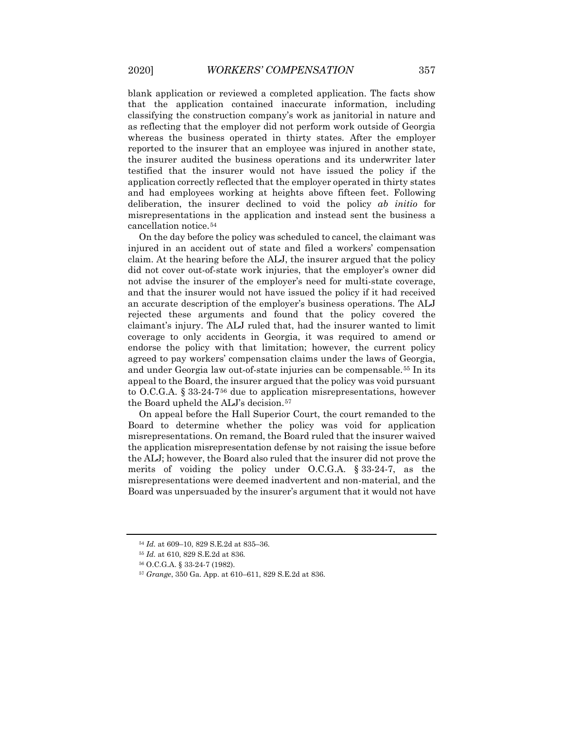blank application or reviewed a completed application. The facts show that the application contained inaccurate information, including classifying the construction company's work as janitorial in nature and as reflecting that the employer did not perform work outside of Georgia whereas the business operated in thirty states. After the employer reported to the insurer that an employee was injured in another state, the insurer audited the business operations and its underwriter later testified that the insurer would not have issued the policy if the application correctly reflected that the employer operated in thirty states and had employees working at heights above fifteen feet. Following deliberation, the insurer declined to void the policy *ab initio* for misrepresentations in the application and instead sent the business a cancellation notice.[54]

On the day before the policy was scheduled to cancel, the claimant was injured in an accident out of state and filed a workers' compensation claim. At the hearing before the ALJ, the insurer argued that the policy did not cover out-of-state work injuries, that the employer's owner did not advise the insurer of the employer's need for multi-state coverage, and that the insurer would not have issued the policy if it had received an accurate description of the employer's business operations. The ALJ rejected these arguments and found that the policy covered the claimant's injury. The ALJ ruled that, had the insurer wanted to limit coverage to only accidents in Georgia, it was required to amend or endorse the policy with that limitation; however, the current policy agreed to pay workers' compensation claims under the laws of Georgia, and under Georgia law out-of-state injuries can be compensable.[55] In its appeal to the Board, the insurer argued that the policy was void pursuant to O.C.G.A. § 33-24-7[56] due to application misrepresentations, however the Board upheld the ALJ's decision.[57]

On appeal before the Hall Superior Court, the court remanded to the Board to determine whether the policy was void for application misrepresentations. On remand, the Board ruled that the insurer waived the application misrepresentation defense by not raising the issue before the ALJ; however, the Board also ruled that the insurer did not prove the merits of voiding the policy under O.C.G.A. § 33-24-7, as the misrepresentations were deemed inadvertent and non-material, and the Board was unpersuaded by the insurer's argument that it would not have

---

[54] *Id.* at 609–10, 829 S.E.2d at 835–36.

[55] *Id.* at 610, 829 S.E.2d at 836.

[56] O.C.G.A. § 33-24-7 (1982).

[57] *Grange*, 350 Ga. App. at 610–611, 829 S.E.2d at 836.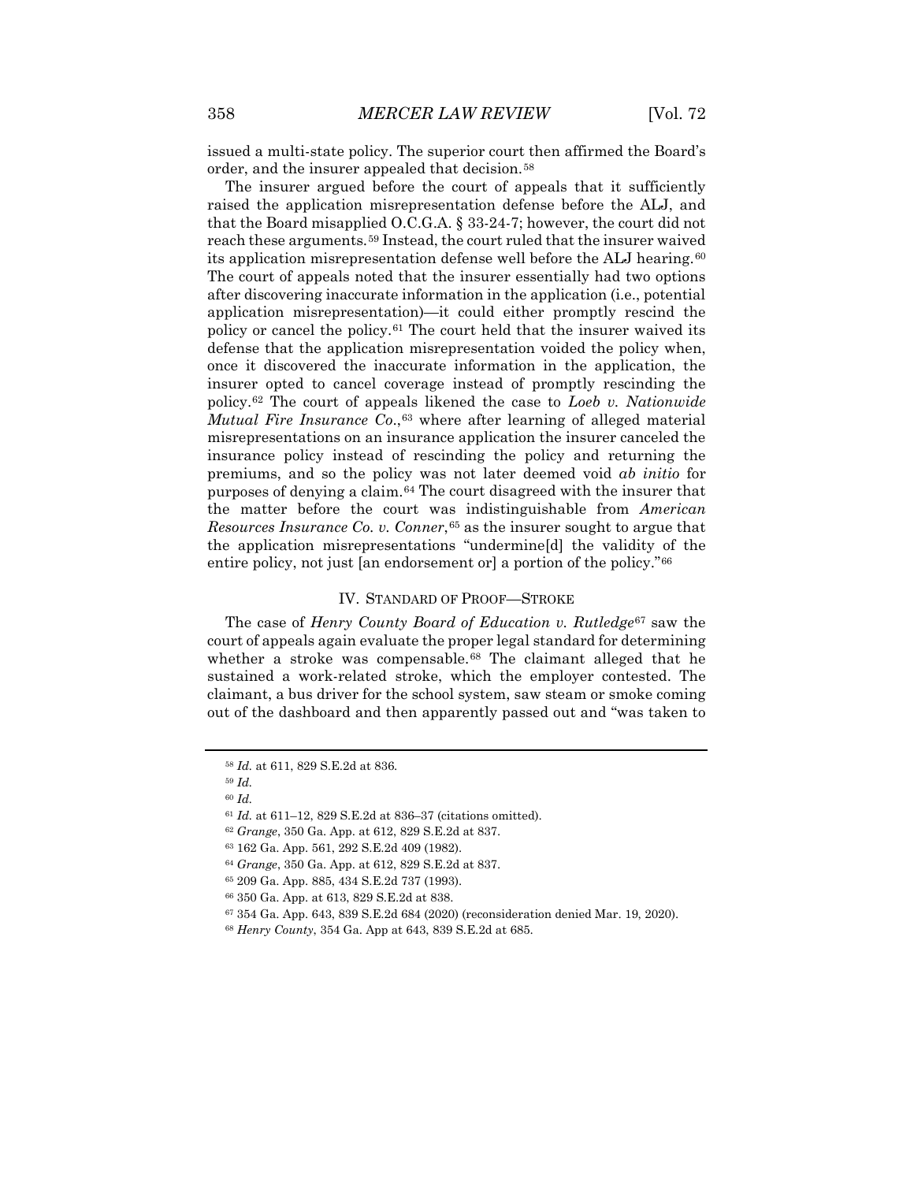issued a multi-state policy. The superior court then affirmed the Board's order, and the insurer appealed that decision.[58]

The insurer argued before the court of appeals that it sufficiently raised the application misrepresentation defense before the ALJ, and that the Board misapplied O.C.G.A. § 33-24-7; however, the court did not reach these arguments.[59] Instead, the court ruled that the insurer waived its application misrepresentation defense well before the ALJ hearing.[60] The court of appeals noted that the insurer essentially had two options after discovering inaccurate information in the application (i.e., potential application misrepresentation)—it could either promptly rescind the policy or cancel the policy.[61] The court held that the insurer waived its defense that the application misrepresentation voided the policy when, once it discovered the inaccurate information in the application, the insurer opted to cancel coverage instead of promptly rescinding the policy.[62] The court of appeals likened the case to *Loeb v. Nationwide Mutual Fire Insurance Co.*,[63] where after learning of alleged material misrepresentations on an insurance application the insurer canceled the insurance policy instead of rescinding the policy and returning the premiums, and so the policy was not later deemed void *ab initio* for purposes of denying a claim.[64] The court disagreed with the insurer that the matter before the court was indistinguishable from *American Resources Insurance Co. v. Conner*,[65] as the insurer sought to argue that the application misrepresentations "undermine[d] the validity of the entire policy, not just [an endorsement or] a portion of the policy."[66]

## IV. Standard of Proof—Stroke

The case of *Henry County Board of Education v. Rutledge*[67] saw the court of appeals again evaluate the proper legal standard for determining whether a stroke was compensable.[68] The claimant alleged that he sustained a work-related stroke, which the employer contested. The claimant, a bus driver for the school system, saw steam or smoke coming out of the dashboard and then apparently passed out and "was taken to

---

[58] *Id.* at 611, 829 S.E.2d at 836.

[59] *Id.*

[60] *Id.*

[61] *Id.* at 611–12, 829 S.E.2d at 836–37 (citations omitted).

[62] *Grange*, 350 Ga. App. at 612, 829 S.E.2d at 837.

[63] 162 Ga. App. 561, 292 S.E.2d 409 (1982).

[64] *Grange*, 350 Ga. App. at 612, 829 S.E.2d at 837.

[65] 209 Ga. App. 885, 434 S.E.2d 737 (1993).

[66] 350 Ga. App. at 613, 829 S.E.2d at 838.

[67] 354 Ga. App. 643, 839 S.E.2d 684 (2020) (reconsideration denied Mar. 19, 2020).

[68] *Henry County*, 354 Ga. App at 643, 839 S.E.2d at 685.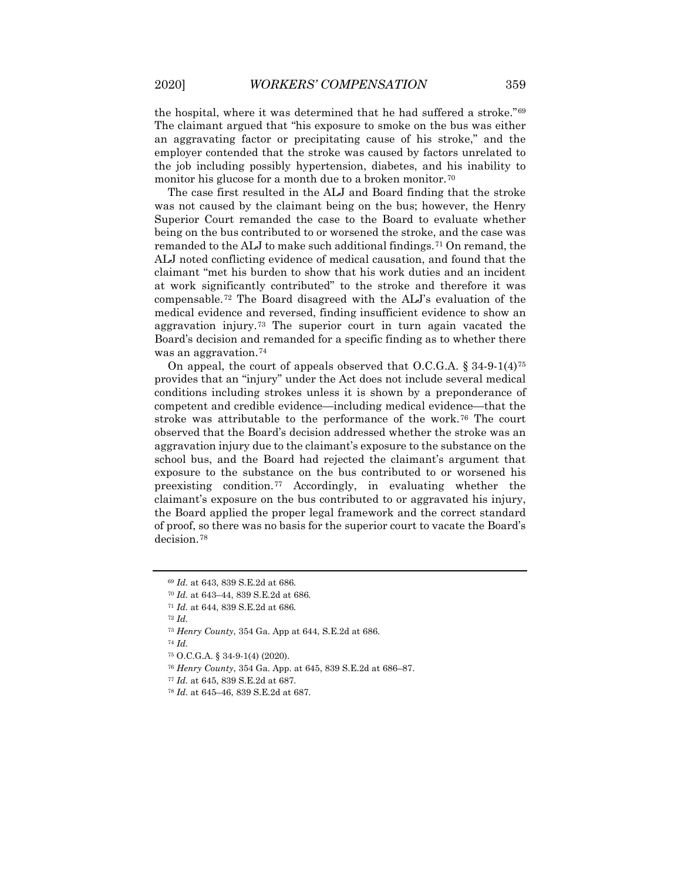the hospital, where it was determined that he had suffered a stroke."[69] The claimant argued that "his exposure to smoke on the bus was either an aggravating factor or precipitating cause of his stroke," and the employer contended that the stroke was caused by factors unrelated to the job including possibly hypertension, diabetes, and his inability to monitor his glucose for a month due to a broken monitor.[70]

The case first resulted in the ALJ and Board finding that the stroke was not caused by the claimant being on the bus; however, the Henry Superior Court remanded the case to the Board to evaluate whether being on the bus contributed to or worsened the stroke, and the case was remanded to the ALJ to make such additional findings.[71] On remand, the ALJ noted conflicting evidence of medical causation, and found that the claimant "met his burden to show that his work duties and an incident at work significantly contributed" to the stroke and therefore it was compensable.[72] The Board disagreed with the ALJ's evaluation of the medical evidence and reversed, finding insufficient evidence to show an aggravation injury.[73] The superior court in turn again vacated the Board's decision and remanded for a specific finding as to whether there was an aggravation.[74]

On appeal, the court of appeals observed that O.C.G.A. § 34-9-1(4)[75] provides that an "injury" under the Act does not include several medical conditions including strokes unless it is shown by a preponderance of competent and credible evidence—including medical evidence—that the stroke was attributable to the performance of the work.[76] The court observed that the Board's decision addressed whether the stroke was an aggravation injury due to the claimant's exposure to the substance on the school bus, and the Board had rejected the claimant's argument that exposure to the substance on the bus contributed to or worsened his preexisting condition.[77] Accordingly, in evaluating whether the claimant's exposure on the bus contributed to or aggravated his injury, the Board applied the proper legal framework and the correct standard of proof, so there was no basis for the superior court to vacate the Board's decision.[78]

---

[69] *Id.* at 643, 839 S.E.2d at 686.

[70] *Id.* at 643–44, 839 S.E.2d at 686.

[71] *Id.* at 644, 839 S.E.2d at 686.

[72] *Id.*

[73] *Henry County*, 354 Ga. App at 644, S.E.2d at 686.

[74] *Id.*

[75] O.C.G.A. § 34-9-1(4) (2020).

[76] *Henry County*, 354 Ga. App. at 645, 839 S.E.2d at 686–87.

[77] *Id.* at 645, 839 S.E.2d at 687.

[78] *Id.* at 645–46, 839 S.E.2d at 687.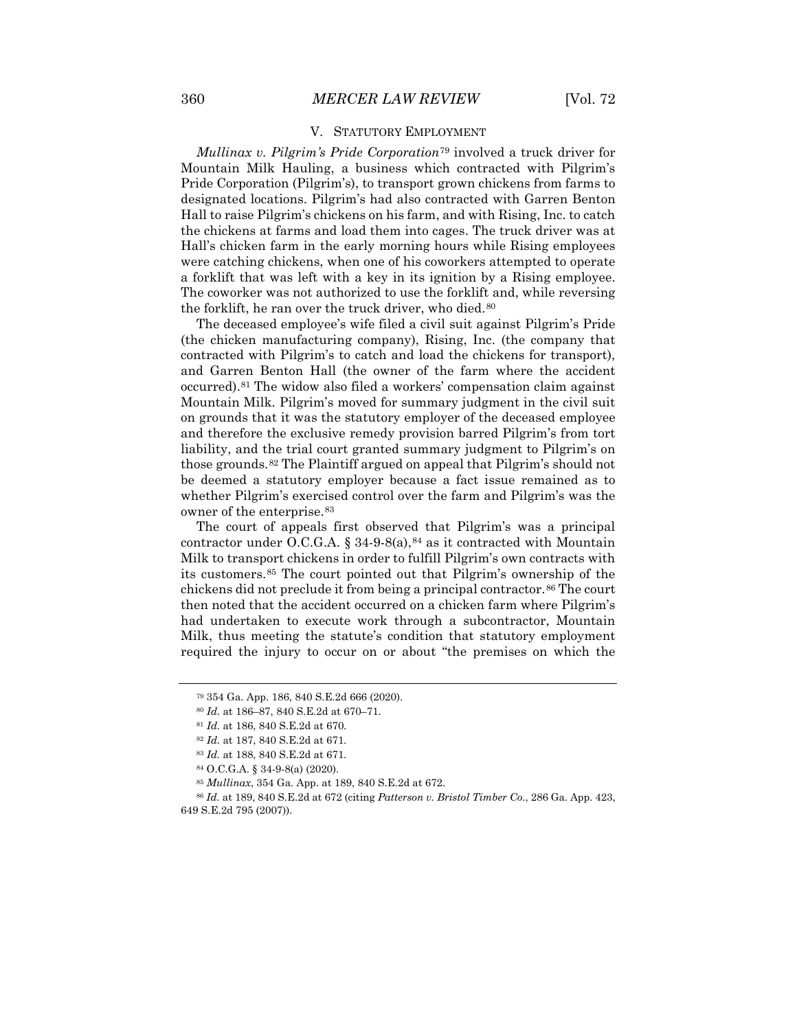## V. STATUTORY EMPLOYMENT

*Mullinax v. Pilgrim's Pride Corporation*[79] involved a truck driver for Mountain Milk Hauling, a business which contracted with Pilgrim's Pride Corporation (Pilgrim's), to transport grown chickens from farms to designated locations. Pilgrim's had also contracted with Garren Benton Hall to raise Pilgrim's chickens on his farm, and with Rising, Inc. to catch the chickens at farms and load them into cages. The truck driver was at Hall's chicken farm in the early morning hours while Rising employees were catching chickens, when one of his coworkers attempted to operate a forklift that was left with a key in its ignition by a Rising employee. The coworker was not authorized to use the forklift and, while reversing the forklift, he ran over the truck driver, who died.[80]

The deceased employee's wife filed a civil suit against Pilgrim's Pride (the chicken manufacturing company), Rising, Inc. (the company that contracted with Pilgrim's to catch and load the chickens for transport), and Garren Benton Hall (the owner of the farm where the accident occurred).[81] The widow also filed a workers' compensation claim against Mountain Milk. Pilgrim's moved for summary judgment in the civil suit on grounds that it was the statutory employer of the deceased employee and therefore the exclusive remedy provision barred Pilgrim's from tort liability, and the trial court granted summary judgment to Pilgrim's on those grounds.[82] The Plaintiff argued on appeal that Pilgrim's should not be deemed a statutory employer because a fact issue remained as to whether Pilgrim's exercised control over the farm and Pilgrim's was the owner of the enterprise.[83]

The court of appeals first observed that Pilgrim's was a principal contractor under O.C.G.A. § 34-9-8(a),[84] as it contracted with Mountain Milk to transport chickens in order to fulfill Pilgrim's own contracts with its customers.[85] The court pointed out that Pilgrim's ownership of the chickens did not preclude it from being a principal contractor.[86] The court then noted that the accident occurred on a chicken farm where Pilgrim's had undertaken to execute work through a subcontractor, Mountain Milk, thus meeting the statute's condition that statutory employment required the injury to occur on or about "the premises on which the

---

[79] 354 Ga. App. 186, 840 S.E.2d 666 (2020).

[80] *Id.* at 186–87, 840 S.E.2d at 670–71.

[81] *Id.* at 186, 840 S.E.2d at 670.

[82] *Id.* at 187, 840 S.E.2d at 671.

[83] *Id.* at 188, 840 S.E.2d at 671.

[84] O.C.G.A. § 34-9-8(a) (2020).

[85] *Mullinax*, 354 Ga. App. at 189, 840 S.E.2d at 672.

[86] *Id.* at 189, 840 S.E.2d at 672 (citing *Patterson v. Bristol Timber Co.*, 286 Ga. App. 423, 649 S.E.2d 795 (2007)).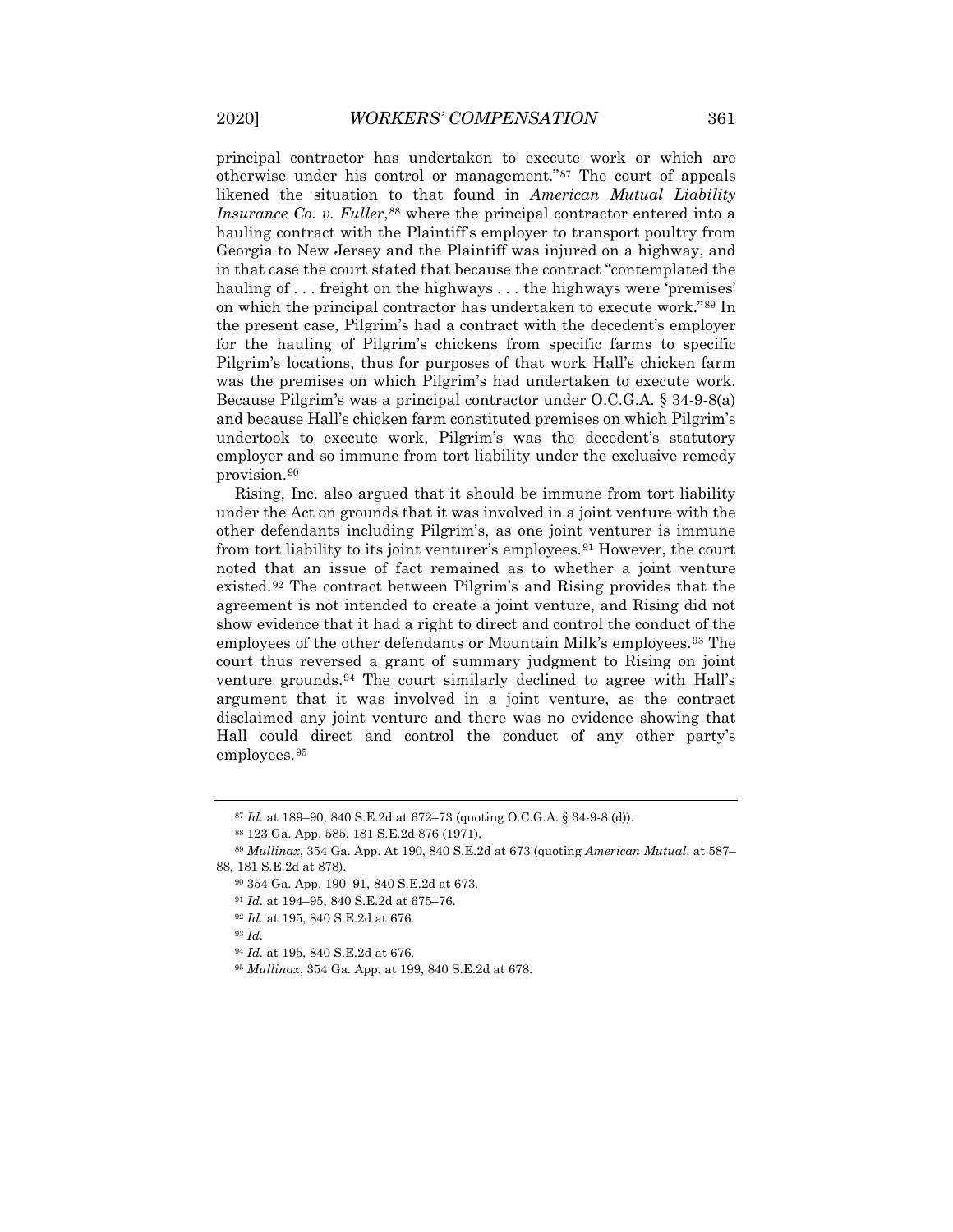principal contractor has undertaken to execute work or which are otherwise under his control or management."[87] The court of appeals likened the situation to that found in *American Mutual Liability Insurance Co. v. Fuller*,[88] where the principal contractor entered into a hauling contract with the Plaintiff's employer to transport poultry from Georgia to New Jersey and the Plaintiff was injured on a highway, and in that case the court stated that because the contract "contemplated the hauling of . . . freight on the highways . . . the highways were 'premises' on which the principal contractor has undertaken to execute work."[89] In the present case, Pilgrim's had a contract with the decedent's employer for the hauling of Pilgrim's chickens from specific farms to specific Pilgrim's locations, thus for purposes of that work Hall's chicken farm was the premises on which Pilgrim's had undertaken to execute work. Because Pilgrim's was a principal contractor under O.C.G.A. § 34-9-8(a) and because Hall's chicken farm constituted premises on which Pilgrim's undertook to execute work, Pilgrim's was the decedent's statutory employer and so immune from tort liability under the exclusive remedy provision.[90]

Rising, Inc. also argued that it should be immune from tort liability under the Act on grounds that it was involved in a joint venture with the other defendants including Pilgrim's, as one joint venturer is immune from tort liability to its joint venturer's employees.[91] However, the court noted that an issue of fact remained as to whether a joint venture existed.[92] The contract between Pilgrim's and Rising provides that the agreement is not intended to create a joint venture, and Rising did not show evidence that it had a right to direct and control the conduct of the employees of the other defendants or Mountain Milk's employees.[93] The court thus reversed a grant of summary judgment to Rising on joint venture grounds.[94] The court similarly declined to agree with Hall's argument that it was involved in a joint venture, as the contract disclaimed any joint venture and there was no evidence showing that Hall could direct and control the conduct of any other party's employees.[95]

---

[87] *Id.* at 189–90, 840 S.E.2d at 672–73 (quoting O.C.G.A. § 34-9-8 (d)).

[88] 123 Ga. App. 585, 181 S.E.2d 876 (1971).

[89] *Mullinax*, 354 Ga. App. At 190, 840 S.E.2d at 673 (quoting *American Mutual*, at 587–88, 181 S.E.2d at 878).

[90] 354 Ga. App. 190–91, 840 S.E.2d at 673.

[91] *Id.* at 194–95, 840 S.E.2d at 675–76.

[92] *Id.* at 195, 840 S.E.2d at 676.

[93] *Id.*

[94] *Id.* at 195, 840 S.E.2d at 676.

[95] *Mullinax*, 354 Ga. App. at 199, 840 S.E.2d at 678.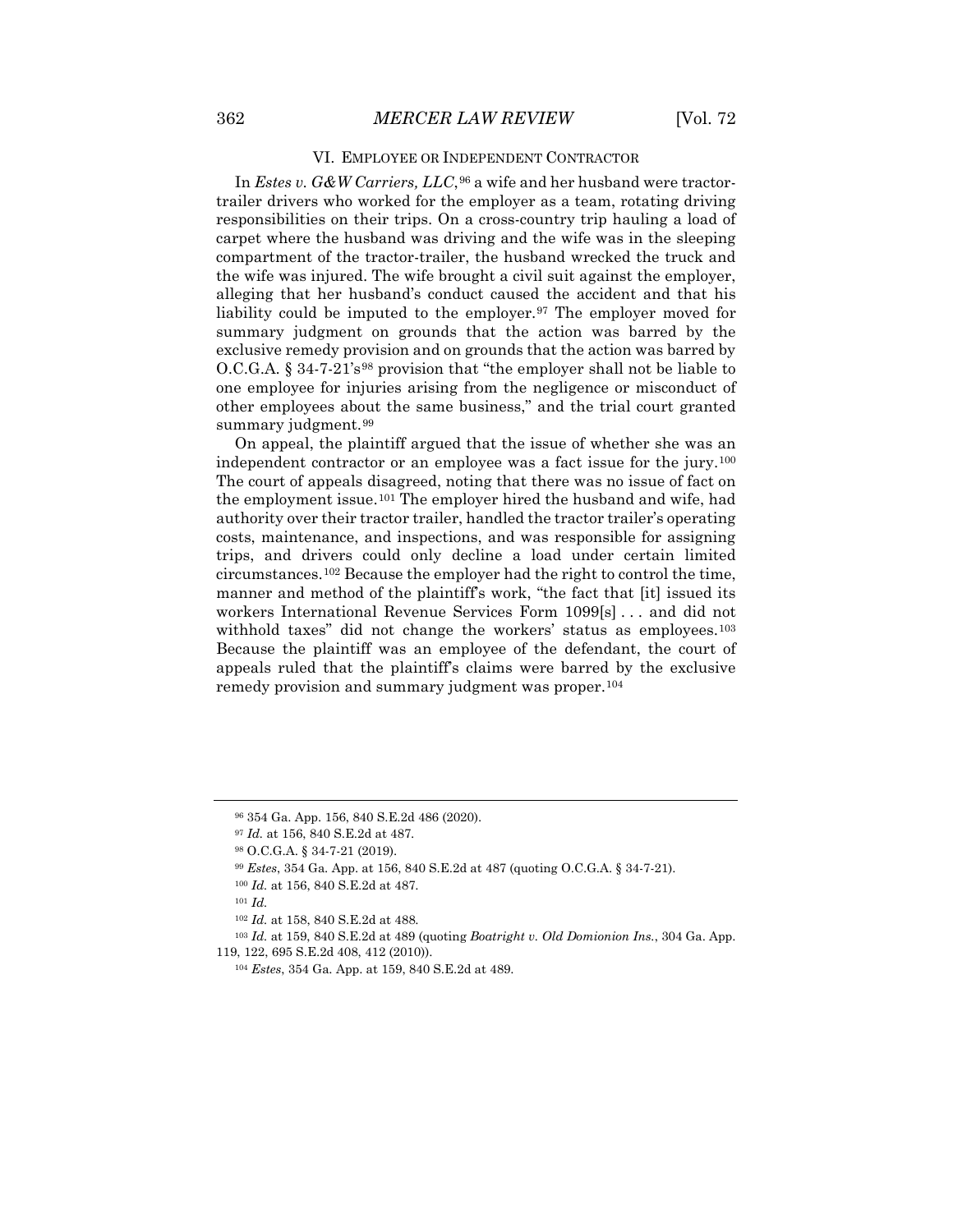## VI. EMPLOYEE OR INDEPENDENT CONTRACTOR

In *Estes v. G&W Carriers, LLC*,[96] a wife and her husband were tractor-trailer drivers who worked for the employer as a team, rotating driving responsibilities on their trips. On a cross-country trip hauling a load of carpet where the husband was driving and the wife was in the sleeping compartment of the tractor-trailer, the husband wrecked the truck and the wife was injured. The wife brought a civil suit against the employer, alleging that her husband's conduct caused the accident and that his liability could be imputed to the employer.[97] The employer moved for summary judgment on grounds that the action was barred by the exclusive remedy provision and on grounds that the action was barred by O.C.G.A. § 34-7-21's[98] provision that "the employer shall not be liable to one employee for injuries arising from the negligence or misconduct of other employees about the same business," and the trial court granted summary judgment.[99]

On appeal, the plaintiff argued that the issue of whether she was an independent contractor or an employee was a fact issue for the jury.[100] The court of appeals disagreed, noting that there was no issue of fact on the employment issue.[101] The employer hired the husband and wife, had authority over their tractor trailer, handled the tractor trailer's operating costs, maintenance, and inspections, and was responsible for assigning trips, and drivers could only decline a load under certain limited circumstances.[102] Because the employer had the right to control the time, manner and method of the plaintiff's work, "the fact that [it] issued its workers International Revenue Services Form 1099[s] . . . and did not withhold taxes" did not change the workers' status as employees.[103] Because the plaintiff was an employee of the defendant, the court of appeals ruled that the plaintiff's claims were barred by the exclusive remedy provision and summary judgment was proper.[104]

---

[96] 354 Ga. App. 156, 840 S.E.2d 486 (2020).

[97] *Id.* at 156, 840 S.E.2d at 487.

[98] O.C.G.A. § 34-7-21 (2019).

[99] *Estes*, 354 Ga. App. at 156, 840 S.E.2d at 487 (quoting O.C.G.A. § 34-7-21).

[100] *Id.* at 156, 840 S.E.2d at 487.

[101] *Id.*

[102] *Id.* at 158, 840 S.E.2d at 488.

[103] *Id.* at 159, 840 S.E.2d at 489 (quoting *Boatright v. Old Domionion Ins.*, 304 Ga. App. 119, 122, 695 S.E.2d 408, 412 (2010)).

[104] *Estes*, 354 Ga. App. at 159, 840 S.E.2d at 489.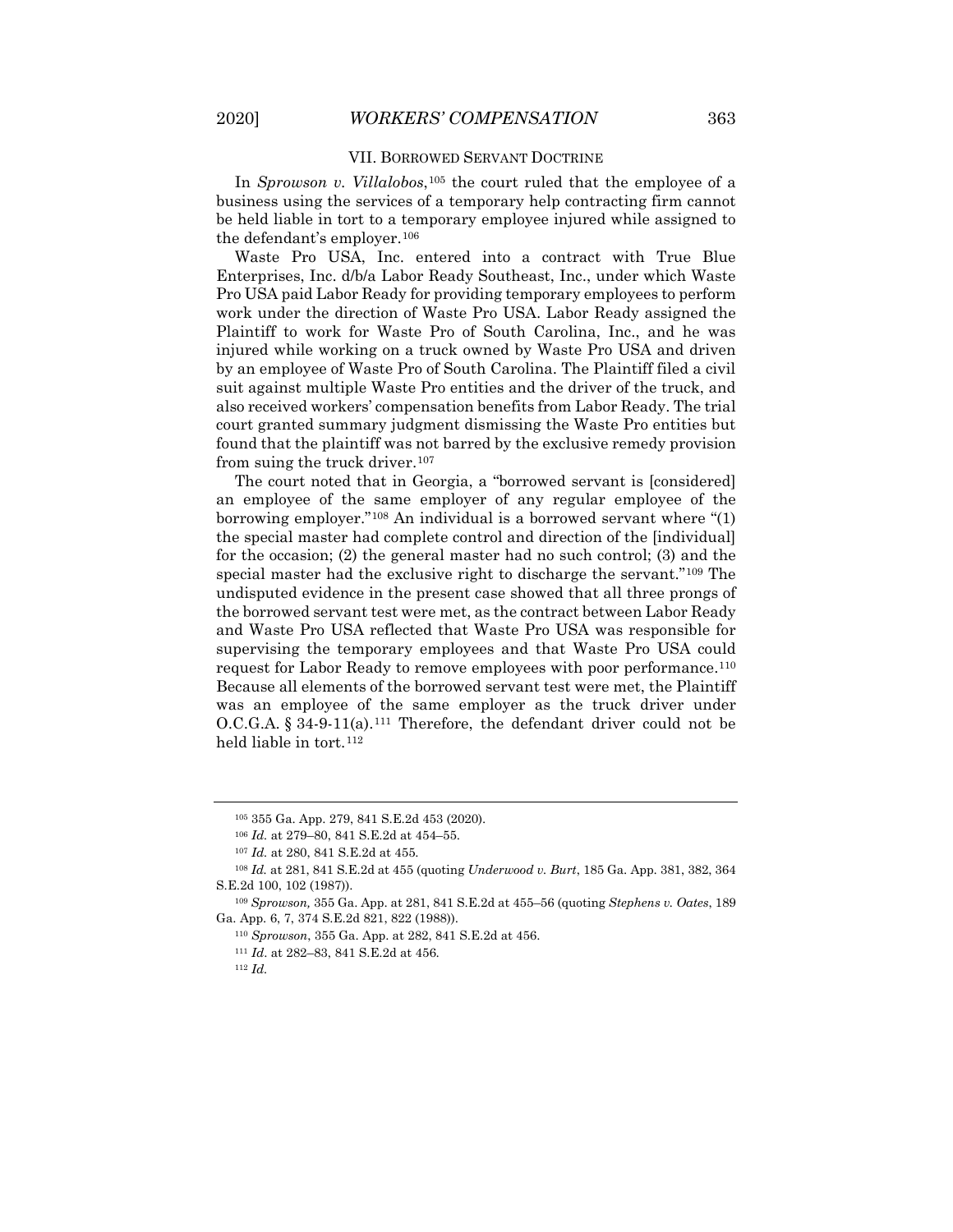## VII. BORROWED SERVANT DOCTRINE

In *Sprowson v. Villalobos*,[105] the court ruled that the employee of a business using the services of a temporary help contracting firm cannot be held liable in tort to a temporary employee injured while assigned to the defendant's employer.[106]

Waste Pro USA, Inc. entered into a contract with True Blue Enterprises, Inc. d/b/a Labor Ready Southeast, Inc., under which Waste Pro USA paid Labor Ready for providing temporary employees to perform work under the direction of Waste Pro USA. Labor Ready assigned the Plaintiff to work for Waste Pro of South Carolina, Inc., and he was injured while working on a truck owned by Waste Pro USA and driven by an employee of Waste Pro of South Carolina. The Plaintiff filed a civil suit against multiple Waste Pro entities and the driver of the truck, and also received workers' compensation benefits from Labor Ready. The trial court granted summary judgment dismissing the Waste Pro entities but found that the plaintiff was not barred by the exclusive remedy provision from suing the truck driver.[107]

The court noted that in Georgia, a "borrowed servant is [considered] an employee of the same employer of any regular employee of the borrowing employer."[108] An individual is a borrowed servant where "(1) the special master had complete control and direction of the [individual] for the occasion; (2) the general master had no such control; (3) and the special master had the exclusive right to discharge the servant."[109] The undisputed evidence in the present case showed that all three prongs of the borrowed servant test were met, as the contract between Labor Ready and Waste Pro USA reflected that Waste Pro USA was responsible for supervising the temporary employees and that Waste Pro USA could request for Labor Ready to remove employees with poor performance.[110] Because all elements of the borrowed servant test were met, the Plaintiff was an employee of the same employer as the truck driver under O.C.G.A. § 34-9-11(a).[111] Therefore, the defendant driver could not be held liable in tort.[112]

---

[105] 355 Ga. App. 279, 841 S.E.2d 453 (2020).

[106] *Id.* at 279–80, 841 S.E.2d at 454–55.

[107] *Id.* at 280, 841 S.E.2d at 455.

[108] *Id.* at 281, 841 S.E.2d at 455 (quoting *Underwood v. Burt*, 185 Ga. App. 381, 382, 364 S.E.2d 100, 102 (1987)).

[109] *Sprowson,* 355 Ga. App. at 281, 841 S.E.2d at 455–56 (quoting *Stephens v. Oates*, 189 Ga. App. 6, 7, 374 S.E.2d 821, 822 (1988)).

[110] *Sprowson*, 355 Ga. App. at 282, 841 S.E.2d at 456.

[111] *Id*. at 282–83, 841 S.E.2d at 456.

[112] *Id.*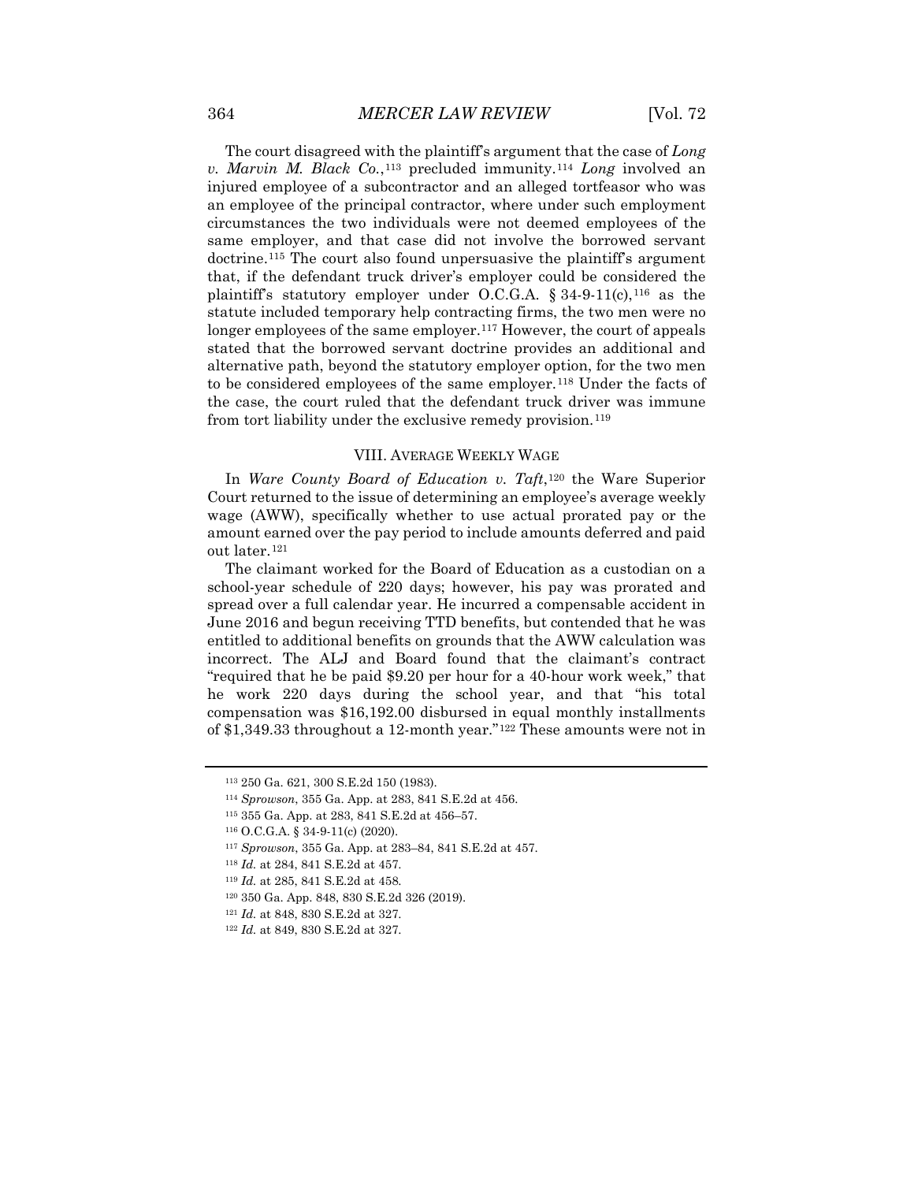The court disagreed with the plaintiff's argument that the case of *Long v. Marvin M. Black Co.*,[113] precluded immunity.[114] *Long* involved an injured employee of a subcontractor and an alleged tortfeasor who was an employee of the principal contractor, where under such employment circumstances the two individuals were not deemed employees of the same employer, and that case did not involve the borrowed servant doctrine.[115] The court also found unpersuasive the plaintiff's argument that, if the defendant truck driver's employer could be considered the plaintiff's statutory employer under O.C.G.A. § 34-9-11(c),[116] as the statute included temporary help contracting firms, the two men were no longer employees of the same employer.[117] However, the court of appeals stated that the borrowed servant doctrine provides an additional and alternative path, beyond the statutory employer option, for the two men to be considered employees of the same employer.[118] Under the facts of the case, the court ruled that the defendant truck driver was immune from tort liability under the exclusive remedy provision.[119]

## VIII. AVERAGE WEEKLY WAGE

In *Ware County Board of Education v. Taft*,[120] the Ware Superior Court returned to the issue of determining an employee's average weekly wage (AWW), specifically whether to use actual prorated pay or the amount earned over the pay period to include amounts deferred and paid out later.[121]

The claimant worked for the Board of Education as a custodian on a school-year schedule of 220 days; however, his pay was prorated and spread over a full calendar year. He incurred a compensable accident in June 2016 and begun receiving TTD benefits, but contended that he was entitled to additional benefits on grounds that the AWW calculation was incorrect. The ALJ and Board found that the claimant's contract "required that he be paid $9.20 per hour for a 40-hour work week," that he work 220 days during the school year, and that "his total compensation was $16,192.00 disbursed in equal monthly installments of $1,349.33 throughout a 12-month year."[122] These amounts were not in

---

[113] 250 Ga. 621, 300 S.E.2d 150 (1983).

[114] *Sprowson*, 355 Ga. App. at 283, 841 S.E.2d at 456.

[115] 355 Ga. App. at 283, 841 S.E.2d at 456–57.

[116] O.C.G.A. § 34-9-11(c) (2020).

[117] *Sprowson*, 355 Ga. App. at 283–84, 841 S.E.2d at 457.

[118] *Id.* at 284, 841 S.E.2d at 457.

[119] *Id.* at 285, 841 S.E.2d at 458.

[120] 350 Ga. App. 848, 830 S.E.2d 326 (2019).

[121] *Id.* at 848, 830 S.E.2d at 327.

[122] *Id.* at 849, 830 S.E.2d at 327.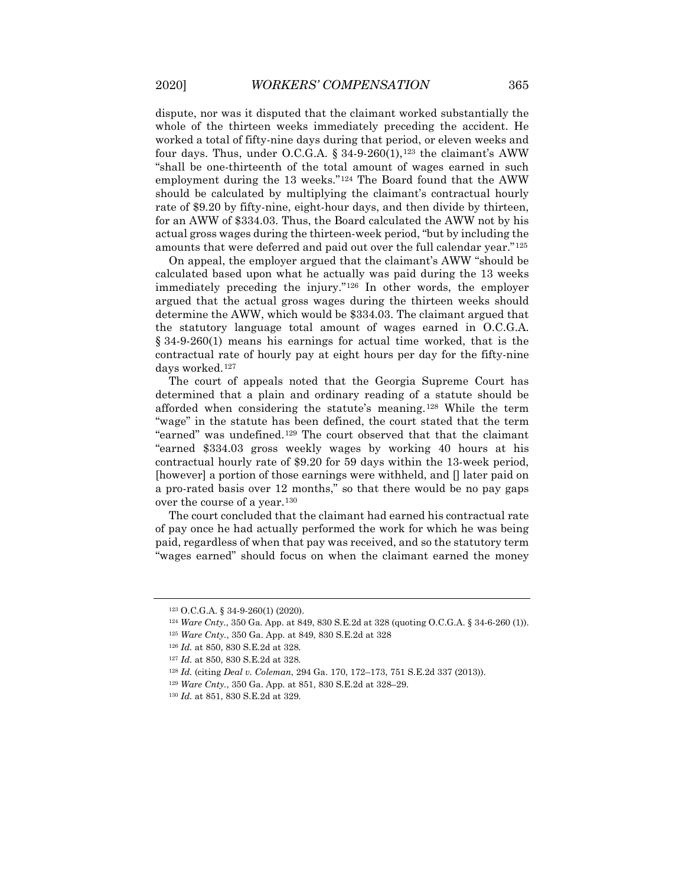dispute, nor was it disputed that the claimant worked substantially the whole of the thirteen weeks immediately preceding the accident. He worked a total of fifty-nine days during that period, or eleven weeks and four days. Thus, under O.C.G.A. § 34-9-260(1),[123] the claimant's AWW "shall be one-thirteenth of the total amount of wages earned in such employment during the 13 weeks."[124] The Board found that the AWW should be calculated by multiplying the claimant's contractual hourly rate of $9.20 by fifty-nine, eight-hour days, and then divide by thirteen, for an AWW of $334.03. Thus, the Board calculated the AWW not by his actual gross wages during the thirteen-week period, "but by including the amounts that were deferred and paid out over the full calendar year."[125]

On appeal, the employer argued that the claimant's AWW "should be calculated based upon what he actually was paid during the 13 weeks immediately preceding the injury."[126] In other words, the employer argued that the actual gross wages during the thirteen weeks should determine the AWW, which would be $334.03. The claimant argued that the statutory language total amount of wages earned in O.C.G.A. § 34-9-260(1) means his earnings for actual time worked, that is the contractual rate of hourly pay at eight hours per day for the fifty-nine days worked.[127]

The court of appeals noted that the Georgia Supreme Court has determined that a plain and ordinary reading of a statute should be afforded when considering the statute's meaning.[128] While the term "wage" in the statute has been defined, the court stated that the term "earned" was undefined.[129] The court observed that that the claimant "earned $334.03 gross weekly wages by working 40 hours at his contractual hourly rate of $9.20 for 59 days within the 13-week period, [however] a portion of those earnings were withheld, and [] later paid on a pro-rated basis over 12 months," so that there would be no pay gaps over the course of a year.[130]

The court concluded that the claimant had earned his contractual rate of pay once he had actually performed the work for which he was being paid, regardless of when that pay was received, and so the statutory term "wages earned" should focus on when the claimant earned the money

---

[123] O.C.G.A. § 34-9-260(1) (2020).

[124] *Ware Cnty.*, 350 Ga. App. at 849, 830 S.E.2d at 328 (quoting O.C.G.A. § 34-6-260 (1)).

[125] *Ware Cnty.*, 350 Ga. App. at 849, 830 S.E.2d at 328

[126] *Id.* at 850, 830 S.E.2d at 328.

[127] *Id.* at 850, 830 S.E.2d at 328.

[128] *Id.* (citing *Deal v. Coleman*, 294 Ga. 170, 172–173, 751 S.E.2d 337 (2013)).

[129] *Ware Cnty.*, 350 Ga. App. at 851, 830 S.E.2d at 328–29.

[130] *Id.* at 851, 830 S.E.2d at 329.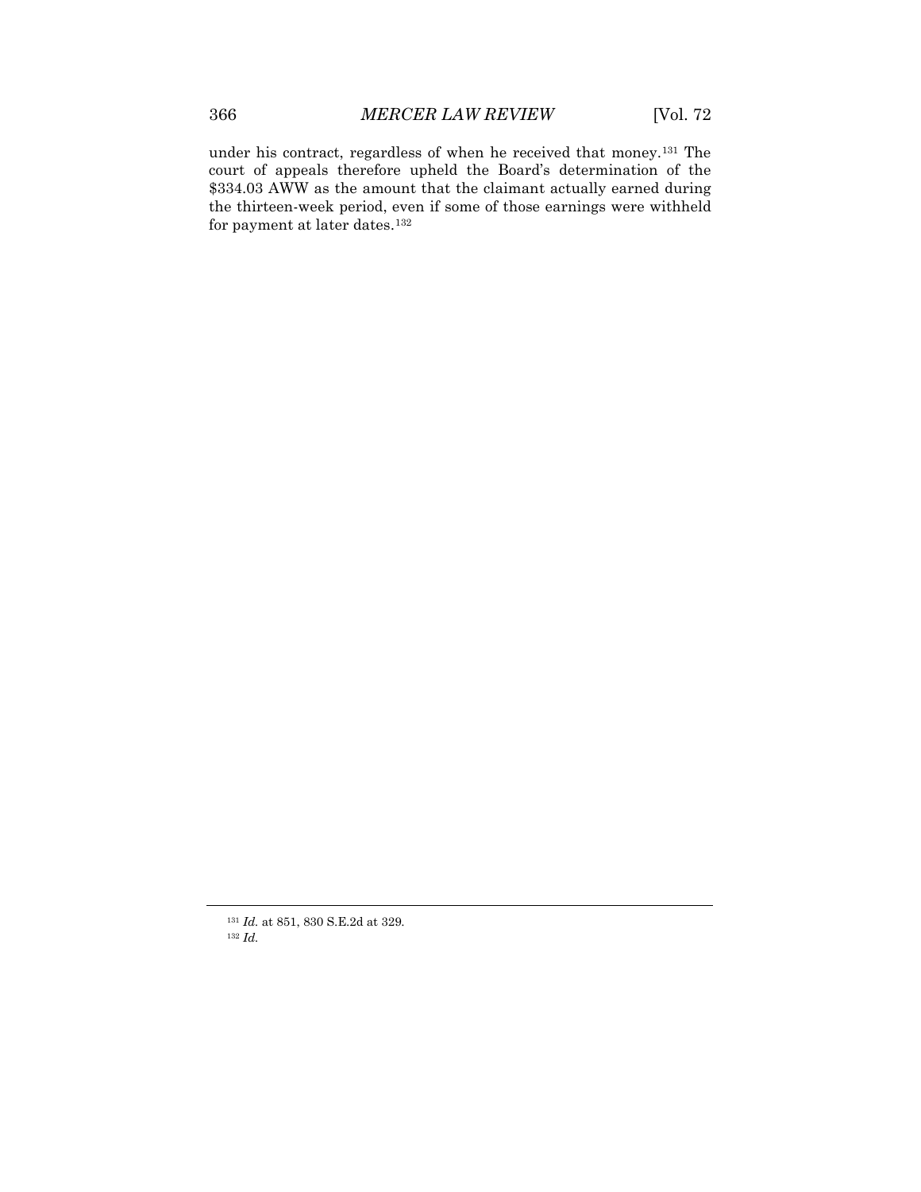under his contract, regardless of when he received that money.[131] The court of appeals therefore upheld the Board's determination of the $334.03 AWW as the amount that the claimant actually earned during the thirteen-week period, even if some of those earnings were withheld for payment at later dates.[132]

---

[131] *Id.* at 851, 830 S.E.2d at 329.

[132] *Id.*